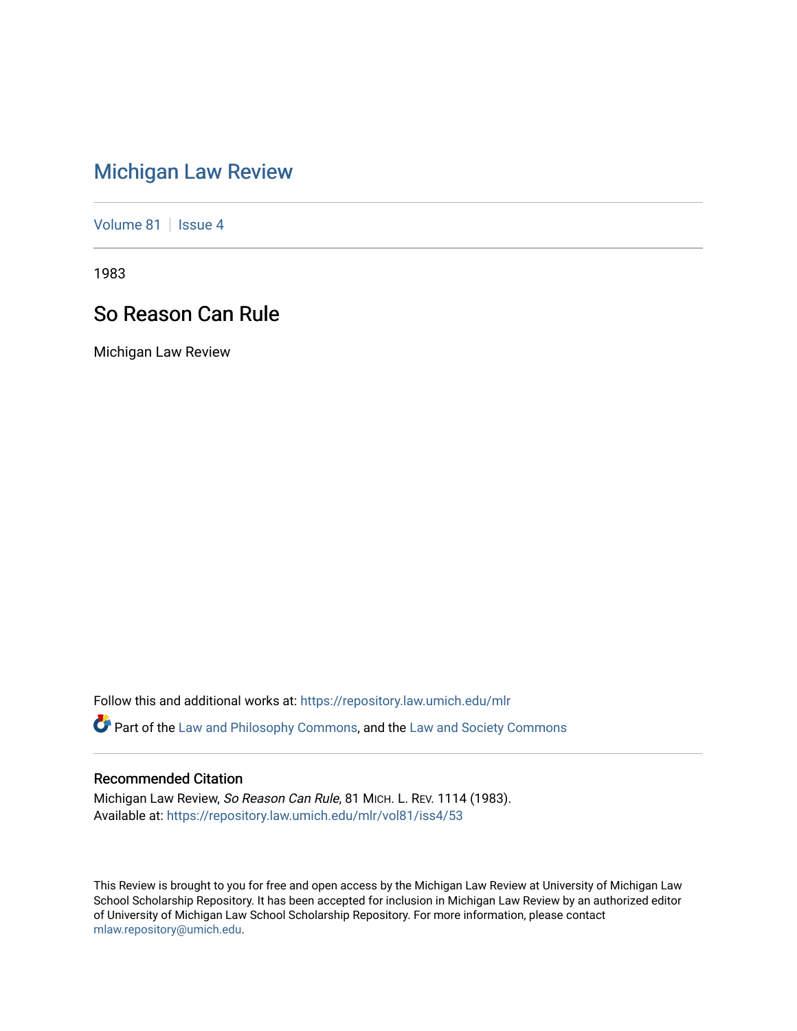# Michigan Law Review

Volume 81 | Issue 4

1983

## So Reason Can Rule

Michigan Law Review

Follow this and additional works at: https://repository.law.umich.edu/mlr

Part of the Law and Philosophy Commons, and the Law and Society Commons

### Recommended Citation

Michigan Law Review, *So Reason Can Rule*, 81 MICH. L. REV. 1114 (1983).
Available at: https://repository.law.umich.edu/mlr/vol81/iss4/53

This Review is brought to you for free and open access by the Michigan Law Review at University of Michigan Law School Scholarship Repository. It has been accepted for inclusion in Michigan Law Review by an authorized editor of University of Michigan Law School Scholarship Repository. For more information, please contact mlaw.repository@umich.edu.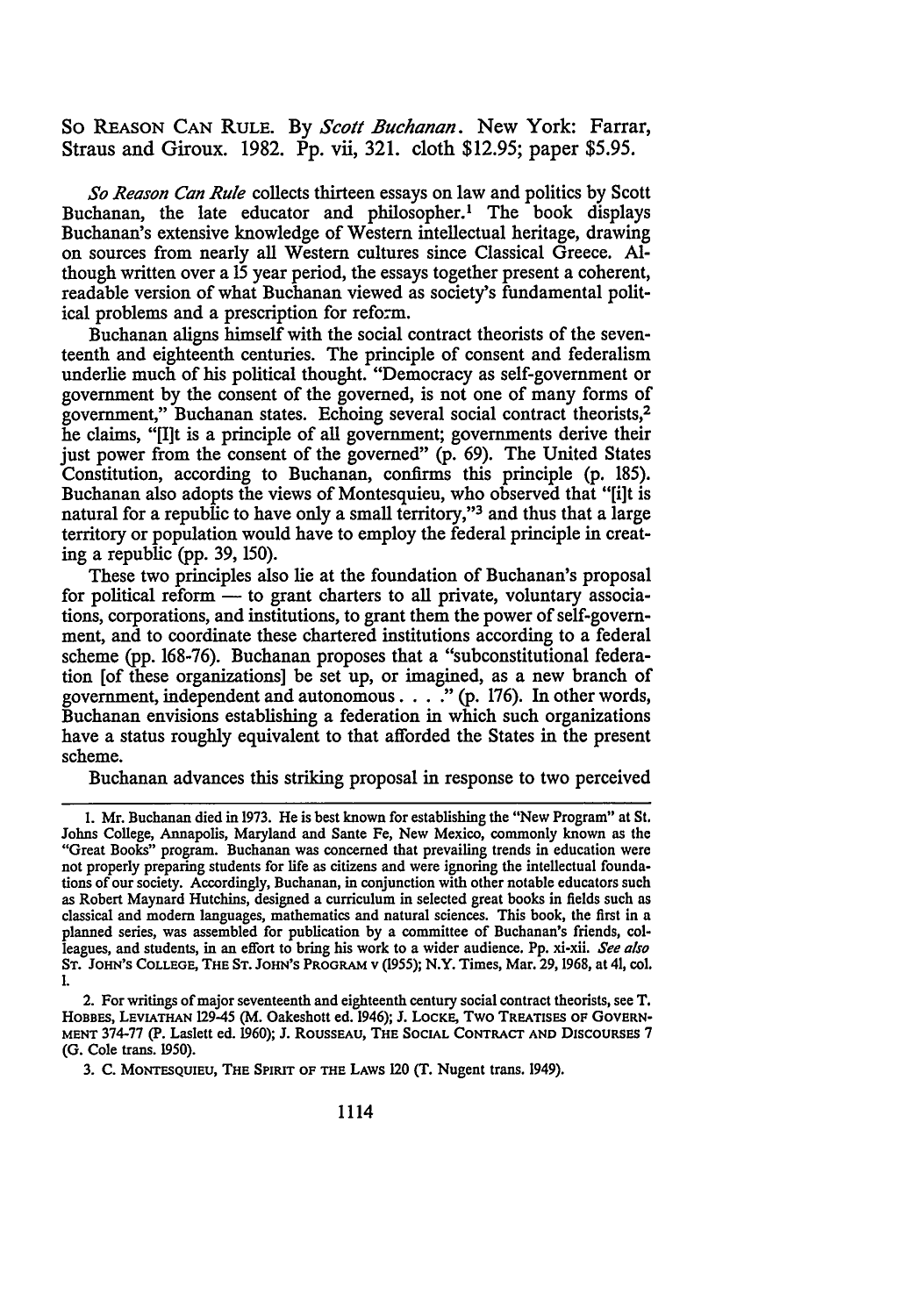So Reason Can Rule. By *Scott Buchanan*. New York: Farrar, Straus and Giroux. 1982. Pp. vii, 321. cloth $12.95; paper $5.95.

*So Reason Can Rule* collects thirteen essays on law and politics by Scott Buchanan, the late educator and philosopher.[1] The book displays Buchanan's extensive knowledge of Western intellectual heritage, drawing on sources from nearly all Western cultures since Classical Greece. Although written over a 15 year period, the essays together present a coherent, readable version of what Buchanan viewed as society's fundamental political problems and a prescription for reform.

Buchanan aligns himself with the social contract theorists of the seventeenth and eighteenth centuries. The principle of consent and federalism underlie much of his political thought. "Democracy as self-government or government by the consent of the governed, is not one of many forms of government," Buchanan states. Echoing several social contract theorists,[2] he claims, "[I]t is a principle of all government; governments derive their just power from the consent of the governed" (p. 69). The United States Constitution, according to Buchanan, confirms this principle (p. 185). Buchanan also adopts the views of Montesquieu, who observed that "[i]t is natural for a republic to have only a small territory,"[3] and thus that a large territory or population would have to employ the federal principle in creating a republic (pp. 39, 150).

These two principles also lie at the foundation of Buchanan's proposal for political reform — to grant charters to all private, voluntary associations, corporations, and institutions, to grant them the power of self-government, and to coordinate these chartered institutions according to a federal scheme (pp. 168-76). Buchanan proposes that a "subconstitutional federation [of these organizations] be set up, or imagined, as a new branch of government, independent and autonomous . . . ." (p. 176). In other words, Buchanan envisions establishing a federation in which such organizations have a status roughly equivalent to that afforded the States in the present scheme.

Buchanan advances this striking proposal in response to two perceived

---

1. Mr. Buchanan died in 1973. He is best known for establishing the "New Program" at St. Johns College, Annapolis, Maryland and Sante Fe, New Mexico, commonly known as the "Great Books" program. Buchanan was concerned that prevailing trends in education were not properly preparing students for life as citizens and were ignoring the intellectual foundations of our society. Accordingly, Buchanan, in conjunction with other notable educators such as Robert Maynard Hutchins, designed a curriculum in selected great books in fields such as classical and modern languages, mathematics and natural sciences. This book, the first in a planned series, was assembled for publication by a committee of Buchanan's friends, colleagues, and students, in an effort to bring his work to a wider audience. Pp. xi-xii. *See also* St. John's College, The St. John's Program v (1955); N.Y. Times, Mar. 29, 1968, at 41, col. 1.

2. For writings of major seventeenth and eighteenth century social contract theorists, see T. Hobbes, Leviathan 129-45 (M. Oakeshott ed. 1946); J. Locke, Two Treatises of Government 374-77 (P. Laslett ed. 1960); J. Rousseau, The Social Contract and Discourses 7 (G. Cole trans. 1950).

3. C. Montesquieu, The Spirit of the Laws 120 (T. Nugent trans. 1949).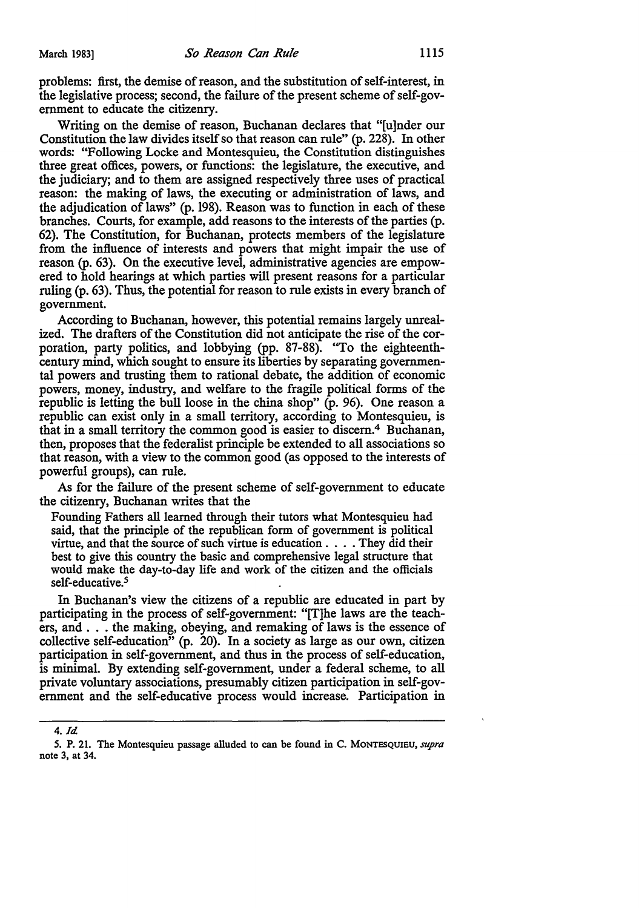problems: first, the demise of reason, and the substitution of self-interest, in the legislative process; second, the failure of the present scheme of self-government to educate the citizenry.

Writing on the demise of reason, Buchanan declares that "[u]nder our Constitution the law divides itself so that reason can rule" (p. 228). In other words: "Following Locke and Montesquieu, the Constitution distinguishes three great offices, powers, or functions: the legislature, the executive, and the judiciary; and to them are assigned respectively three uses of practical reason: the making of laws, the executing or administration of laws, and the adjudication of laws" (p. 198). Reason was to function in each of these branches. Courts, for example, add reasons to the interests of the parties (p. 62). The Constitution, for Buchanan, protects members of the legislature from the influence of interests and powers that might impair the use of reason (p. 63). On the executive level, administrative agencies are empowered to hold hearings at which parties will present reasons for a particular ruling (p. 63). Thus, the potential for reason to rule exists in every branch of government.

According to Buchanan, however, this potential remains largely unrealized. The drafters of the Constitution did not anticipate the rise of the corporation, party politics, and lobbying (pp. 87-88). "To the eighteenth-century mind, which sought to ensure its liberties by separating governmental powers and trusting them to rational debate, the addition of economic powers, money, industry, and welfare to the fragile political forms of the republic is letting the bull loose in the china shop" (p. 96). One reason a republic can exist only in a small territory, according to Montesquieu, is that in a small territory the common good is easier to discern.[4] Buchanan, then, proposes that the federalist principle be extended to all associations so that reason, with a view to the common good (as opposed to the interests of powerful groups), can rule.

As for the failure of the present scheme of self-government to educate the citizenry, Buchanan writes that the

> Founding Fathers all learned through their tutors what Montesquieu had said, that the principle of the republican form of government is political virtue, and that the source of such virtue is education . . . . They did their best to give this country the basic and comprehensive legal structure that would make the day-to-day life and work of the citizen and the officials self-educative.[5]

In Buchanan's view the citizens of a republic are educated in part by participating in the process of self-government: "[T]he laws are the teachers, and . . . the making, obeying, and remaking of laws is the essence of collective self-education" (p. 20). In a society as large as our own, citizen participation in self-government, and thus in the process of self-education, is minimal. By extending self-government, under a federal scheme, to all private voluntary associations, presumably citizen participation in self-government and the self-educative process would increase. Participation in

---

4. *Id.*

5. P. 21. The Montesquieu passage alluded to can be found in C. MONTESQUIEU, *supra* note 3, at 34.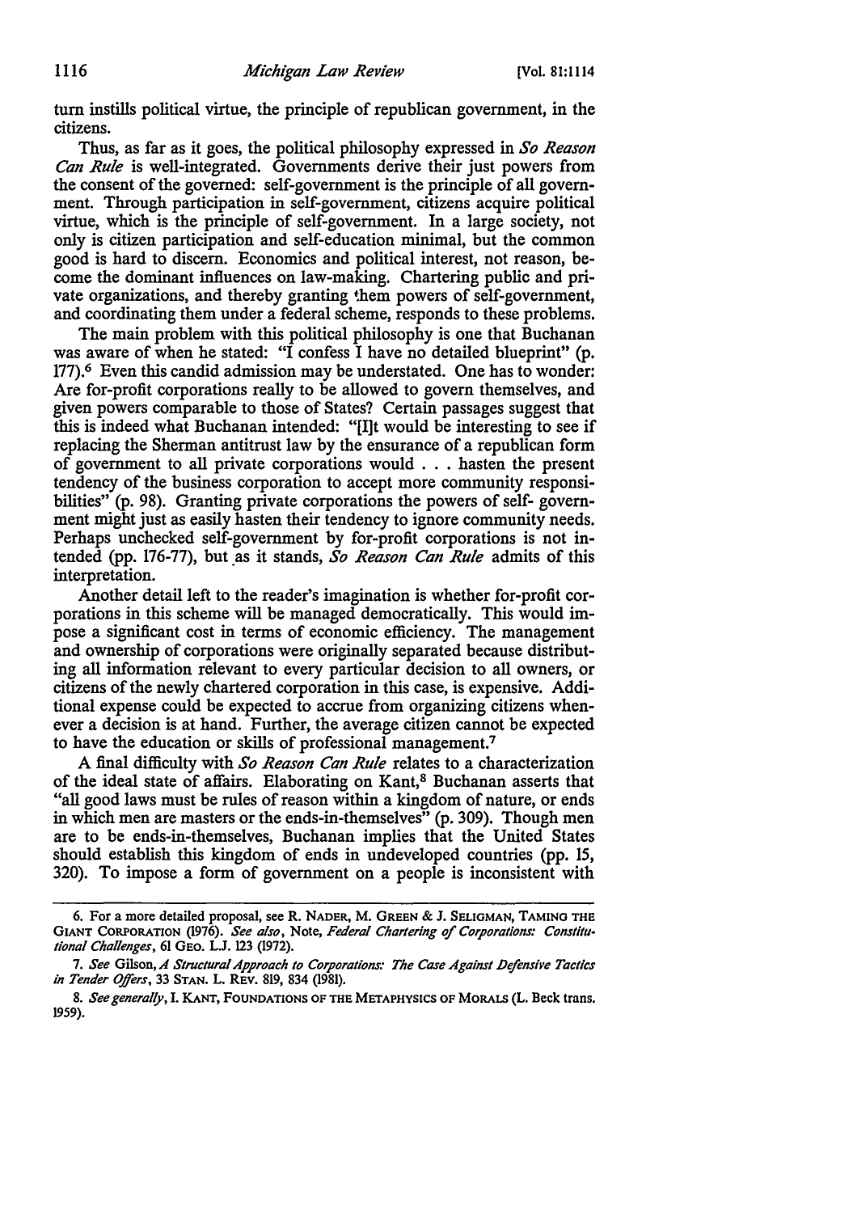turn instills political virtue, the principle of republican government, in the citizens.

Thus, as far as it goes, the political philosophy expressed in *So Reason Can Rule* is well-integrated. Governments derive their just powers from the consent of the governed: self-government is the principle of all government. Through participation in self-government, citizens acquire political virtue, which is the principle of self-government. In a large society, not only is citizen participation and self-education minimal, but the common good is hard to discern. Economics and political interest, not reason, become the dominant influences on law-making. Chartering public and private organizations, and thereby granting them powers of self-government, and coordinating them under a federal scheme, responds to these problems.

The main problem with this political philosophy is one that Buchanan was aware of when he stated: "I confess I have no detailed blueprint" (p. 177).[6] Even this candid admission may be understated. One has to wonder: Are for-profit corporations really to be allowed to govern themselves, and given powers comparable to those of States? Certain passages suggest that this is indeed what Buchanan intended: "[I]t would be interesting to see if replacing the Sherman antitrust law by the ensurance of a republican form of government to all private corporations would . . . hasten the present tendency of the business corporation to accept more community responsibilities" (p. 98). Granting private corporations the powers of self-government might just as easily hasten their tendency to ignore community needs. Perhaps unchecked self-government by for-profit corporations is not intended (pp. 176-77), but as it stands, *So Reason Can Rule* admits of this interpretation.

Another detail left to the reader's imagination is whether for-profit corporations in this scheme will be managed democratically. This would impose a significant cost in terms of economic efficiency. The management and ownership of corporations were originally separated because distributing all information relevant to every particular decision to all owners, or citizens of the newly chartered corporation in this case, is expensive. Additional expense could be expected to accrue from organizing citizens whenever a decision is at hand. Further, the average citizen cannot be expected to have the education or skills of professional management.[7]

A final difficulty with *So Reason Can Rule* relates to a characterization of the ideal state of affairs. Elaborating on Kant,[8] Buchanan asserts that "all good laws must be rules of reason within a kingdom of nature, or ends in which men are masters or the ends-in-themselves" (p. 309). Though men are to be ends-in-themselves, Buchanan implies that the United States should establish this kingdom of ends in undeveloped countries (pp. 15, 320). To impose a form of government on a people is inconsistent with

---

6. For a more detailed proposal, see R. NADER, M. GREEN & J. SELIGMAN, TAMING THE GIANT CORPORATION (1976). *See also*, Note, *Federal Chartering of Corporations: Constitutional Challenges*, 61 GEO. L.J. 123 (1972).

7. *See* Gilson, *A Structural Approach to Corporations: The Case Against Defensive Tactics in Tender Offers*, 33 STAN. L. REV. 819, 834 (1981).

8. *See generally*, I. KANT, FOUNDATIONS OF THE METAPHYSICS OF MORALS (L. Beck trans. 1959).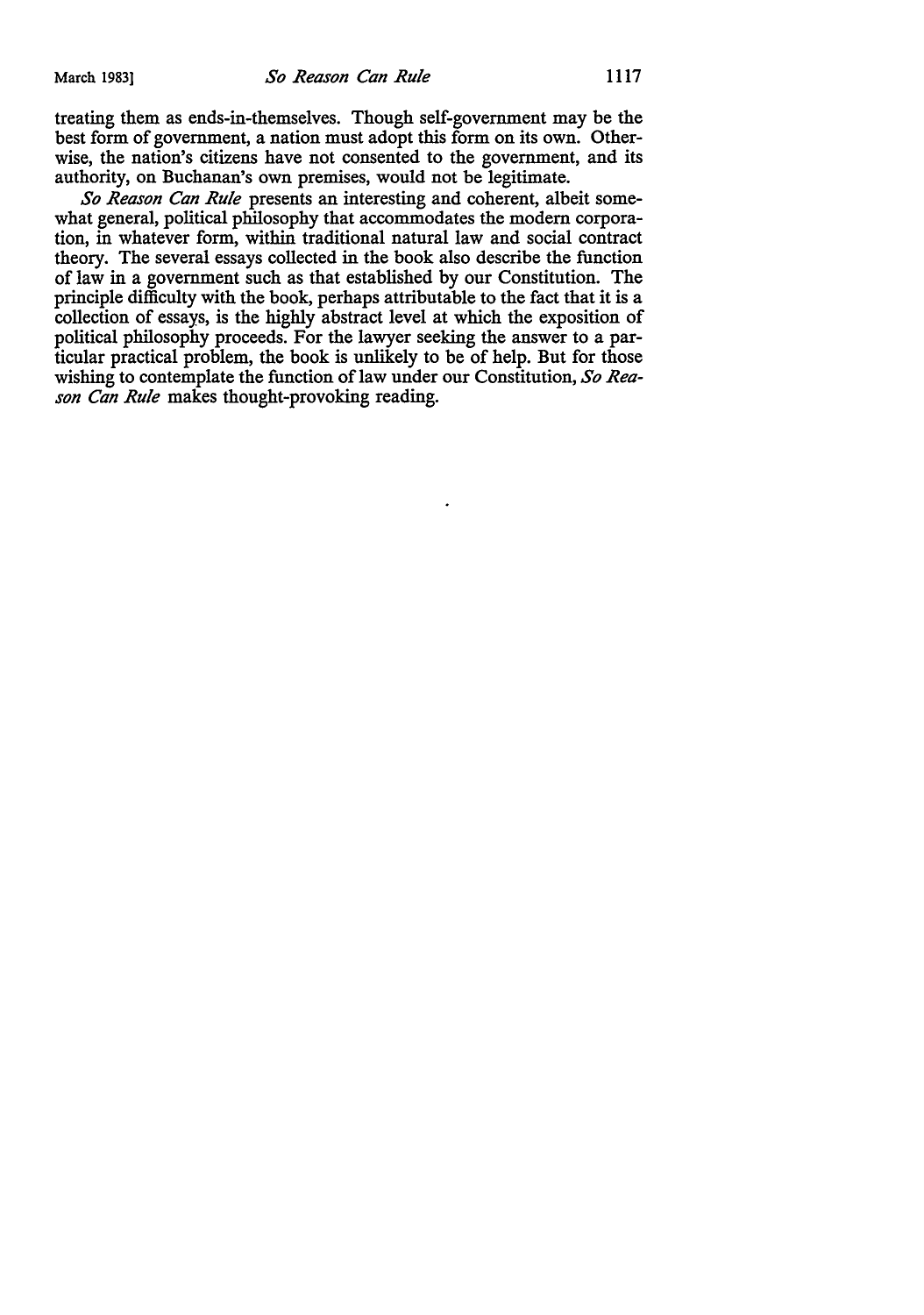treating them as ends-in-themselves. Though self-government may be the best form of government, a nation must adopt this form on its own. Otherwise, the nation's citizens have not consented to the government, and its authority, on Buchanan's own premises, would not be legitimate.

*So Reason Can Rule* presents an interesting and coherent, albeit somewhat general, political philosophy that accommodates the modern corporation, in whatever form, within traditional natural law and social contract theory. The several essays collected in the book also describe the function of law in a government such as that established by our Constitution. The principle difficulty with the book, perhaps attributable to the fact that it is a collection of essays, is the highly abstract level at which the exposition of political philosophy proceeds. For the lawyer seeking the answer to a particular practical problem, the book is unlikely to be of help. But for those wishing to contemplate the function of law under our Constitution, *So Reason Can Rule* makes thought-provoking reading.